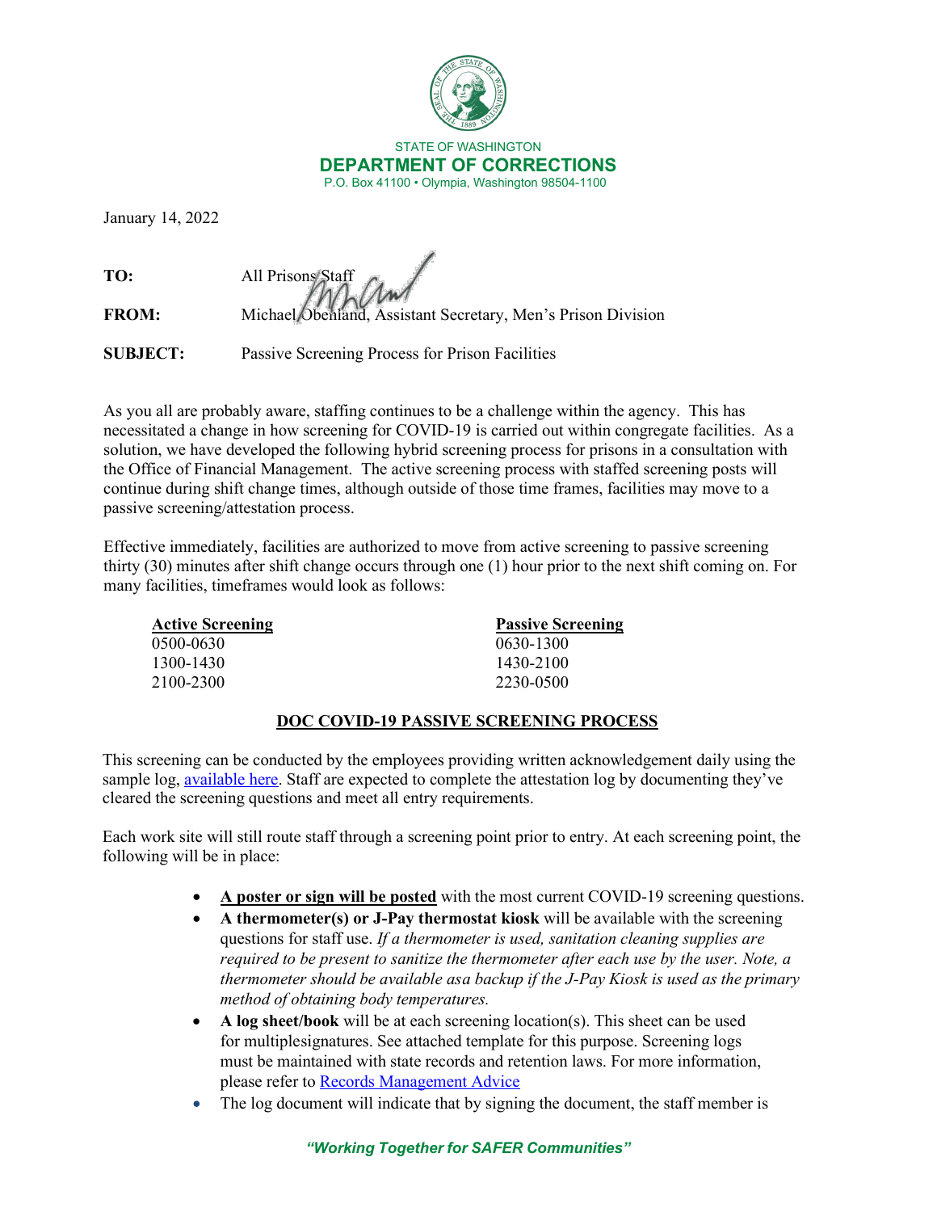STATE OF WASHINGTON
**DEPARTMENT OF CORRECTIONS**
P.O. Box 41100 • Olympia, Washington 98504-1100

January 14, 2022

**TO:** All Prisons Staff

**FROM:** Michael Obenland, Assistant Secretary, Men's Prison Division

**SUBJECT:** Passive Screening Process for Prison Facilities

As you all are probably aware, staffing continues to be a challenge within the agency. This has necessitated a change in how screening for COVID-19 is carried out within congregate facilities. As a solution, we have developed the following hybrid screening process for prisons in a consultation with the Office of Financial Management. The active screening process with staffed screening posts will continue during shift change times, although outside of those time frames, facilities may move to a passive screening/attestation process.

Effective immediately, facilities are authorized to move from active screening to passive screening thirty (30) minutes after shift change occurs through one (1) hour prior to the next shift coming on. For many facilities, timeframes would look as follows:

| Active Screening | Passive Screening |
|---|---|
| 0500-0630 | 0630-1300 |
| 1300-1430 | 1430-2100 |
| 2100-2300 | 2230-0500 |

## DOC COVID-19 PASSIVE SCREENING PROCESS

This screening can be conducted by the employees providing written acknowledgement daily using the sample log, [available here](). Staff are expected to complete the attestation log by documenting they've cleared the screening questions and meet all entry requirements.

Each work site will still route staff through a screening point prior to entry. At each screening point, the following will be in place:

- **A poster or sign will be posted** with the most current COVID-19 screening questions.
- **A thermometer(s) or J-Pay thermostat kiosk** will be available with the screening questions for staff use. *If a thermometer is used, sanitation cleaning supplies are required to be present to sanitize the thermometer after each use by the user. Note, a thermometer should be available asa backup if the J-Pay Kiosk is used as the primary method of obtaining body temperatures.*
- **A log sheet/book** will be at each screening location(s). This sheet can be used for multiplesignatures. See attached template for this purpose. Screening logs must be maintained with state records and retention laws. For more information, please refer to [Records Management Advice]()
- The log document will indicate that by signing the document, the staff member is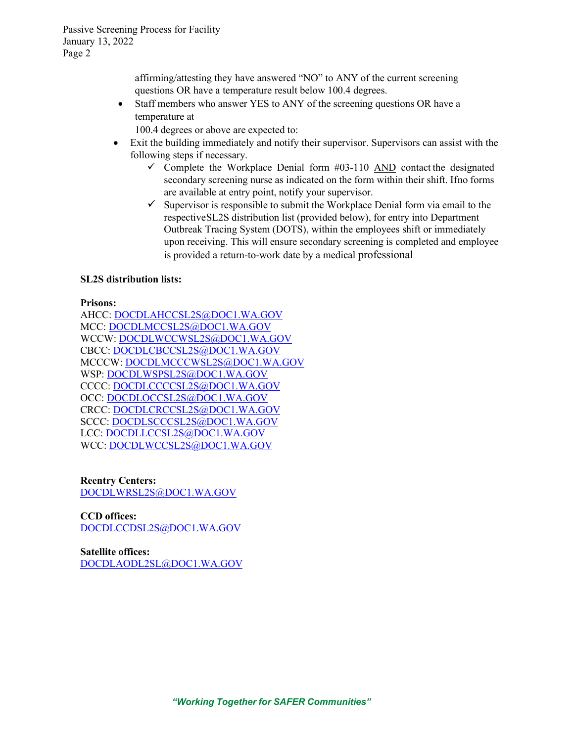affirming/attesting they have answered "NO" to ANY of the current screening questions OR have a temperature result below 100.4 degrees.

- Staff members who answer YES to ANY of the screening questions OR have a temperature at 100.4 degrees or above are expected to:
- Exit the building immediately and notify their supervisor. Supervisors can assist with the following steps if necessary.
  - ✓ Complete the Workplace Denial form #03-110 AND contact the designated secondary screening nurse as indicated on the form within their shift. Ifno forms are available at entry point, notify your supervisor.
  - ✓ Supervisor is responsible to submit the Workplace Denial form via email to the respectiveSL2S distribution list (provided below), for entry into Department Outbreak Tracing System (DOTS), within the employees shift or immediately upon receiving. This will ensure secondary screening is completed and employee is provided a return-to-work date by a medical professional

**SL2S distribution lists:**

**Prisons:**
AHCC: DOCDLAHCCSL2S@DOC1.WA.GOV
MCC: DOCDLMCCSL2S@DOC1.WA.GOV
WCCW: DOCDLWCCWSL2S@DOC1.WA.GOV
CBCC: DOCDLCBCCSL2S@DOC1.WA.GOV
MCCCW: DOCDLMCCCWSL2S@DOC1.WA.GOV
WSP: DOCDLWSPSL2S@DOC1.WA.GOV
CCCC: DOCDLCCCCSL2S@DOC1.WA.GOV
OCC: DOCDLOCCSL2S@DOC1.WA.GOV
CRCC: DOCDLCRCCSL2S@DOC1.WA.GOV
SCCC: DOCDLSCCCSL2S@DOC1.WA.GOV
LCC: DOCDLLCCSL2S@DOC1.WA.GOV
WCC: DOCDLWCCSL2S@DOC1.WA.GOV

**Reentry Centers:**
DOCDLWRSL2S@DOC1.WA.GOV

**CCD offices:**
DOCDLCCDSL2S@DOC1.WA.GOV

**Satellite offices:**
DOCDLAODL2SL@DOC1.WA.GOV